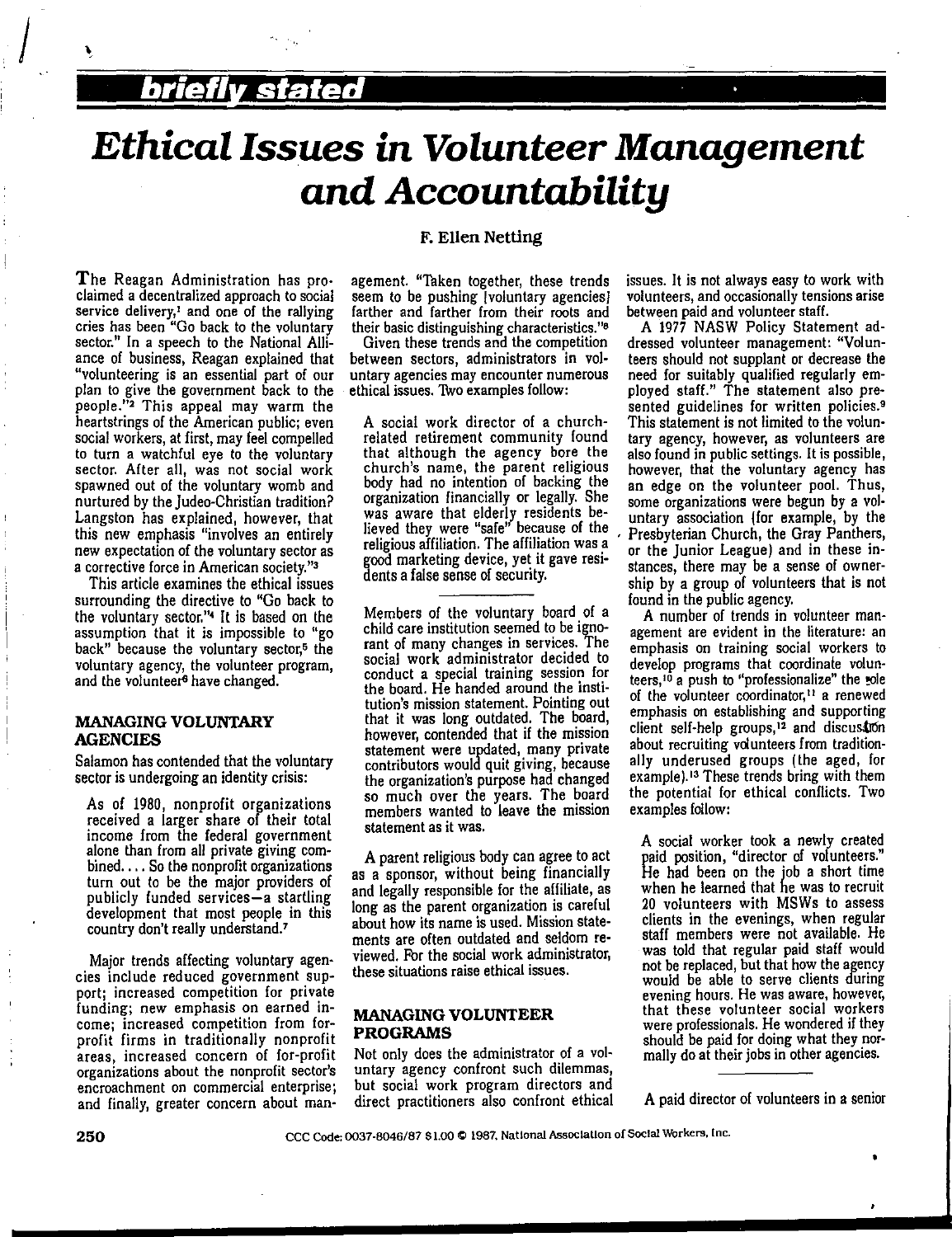briefly stated

# Ethical Issues in Volunteer Management and Accountability

F. Ellen Netting

The Reagan Administration has proclaimed a decentralized approach to social service delivery,[1] and one of the rallying cries has been "Go back to the voluntary sector." In a speech to the National Alliance of business, Reagan explained that "volunteering is an essential part of our plan to give the government back to the people."[2] This appeal may warm the heartstrings of the American public; even social workers, at first, may feel compelled to turn a watchful eye to the voluntary sector. After all, was not social work spawned out of the voluntary womb and nurtured by the Judeo-Christian tradition? Langston has explained, however, that this new emphasis "involves an entirely new expectation of the voluntary sector as a corrective force in American society."[3]

This article examines the ethical issues surrounding the directive to "Go back to the voluntary sector."[4] It is based on the assumption that it is impossible to "go back" because the voluntary sector,[5] the voluntary agency, the volunteer program, and the volunteer[6] have changed.

## MANAGING VOLUNTARY AGENCIES

Salamon has contended that the voluntary sector is undergoing an identity crisis:

> As of 1980, nonprofit organizations received a larger share of their total income from the federal government alone than from all private giving combined. . . . So the nonprofit organizations turn out to be the major providers of publicly funded services—a startling development that most people in this country don't really understand.[7]

Major trends affecting voluntary agencies include reduced government support; increased competition for private funding; new emphasis on earned income; increased competition from for-profit firms in traditionally nonprofit areas, increased concern of for-profit organizations about the nonprofit sector's encroachment on commercial enterprise; and finally, greater concern about management. "Taken together, these trends seem to be pushing [voluntary agencies] farther and farther from their roots and their basic distinguishing characteristics."[8]

Given these trends and the competition between sectors, administrators in voluntary agencies may encounter numerous ethical issues. Two examples follow:

> A social work director of a church-related retirement community found that although the agency bore the church's name, the parent religious body had no intention of backing the organization financially or legally. She was aware that elderly residents believed they were "safe" because of the religious affiliation. The affiliation was a good marketing device, yet it gave residents a false sense of security.

> Members of the voluntary board of a child care institution seemed to be ignorant of many changes in services. The social work administrator decided to conduct a special training session for the board. He handed around the institution's mission statement. Pointing out that it was long outdated. The board, however, contended that if the mission statement were updated, many private contributors would quit giving, because the organization's purpose had changed so much over the years. The board members wanted to leave the mission statement as it was.

A parent religious body can agree to act as a sponsor, without being financially and legally responsible for the affiliate, as long as the parent organization is careful about how its name is used. Mission statements are often outdated and seldom reviewed. For the social work administrator, these situations raise ethical issues.

## MANAGING VOLUNTEER PROGRAMS

Not only does the administrator of a voluntary agency confront such dilemmas, but social work program directors and direct practitioners also confront ethical issues. It is not always easy to work with volunteers, and occasionally tensions arise between paid and volunteer staff.

A 1977 NASW Policy Statement addressed volunteer management: "Volunteers should not supplant or decrease the need for suitably qualified regularly employed staff." The statement also presented guidelines for written policies.[9] This statement is not limited to the voluntary agency, however, as volunteers are also found in public settings. It is possible, however, that the voluntary agency has an edge on the volunteer pool. Thus, some organizations were begun by a voluntary association (for example, by the Presbyterian Church, the Gray Panthers, or the Junior League) and in these instances, there may be a sense of ownership by a group of volunteers that is not found in the public agency.

A number of trends in volunteer management are evident in the literature: an emphasis on training social workers to develop programs that coordinate volunteers,[10] a push to "professionalize" the role of the volunteer coordinator,[11] a renewed emphasis on establishing and supporting client self-help groups,[12] and discussion about recruiting volunteers from traditionally underused groups (the aged, for example).[13] These trends bring with them the potential for ethical conflicts. Two examples follow:

> A social worker took a newly created paid position, "director of volunteers." He had been on the job a short time when he learned that he was to recruit 20 volunteers with MSWs to assess clients in the evenings, when regular staff members were not available. He was told that regular paid staff would not be replaced, but that how the agency would be able to serve clients during evening hours. He was aware, however, that these volunteer social workers were professionals. He wondered if they should be paid for doing what they normally do at their jobs in other agencies.

A paid director of volunteers in a senior

CCC Code: 0037-8046/87 $1.00 © 1987, National Association of Social Workers, Inc.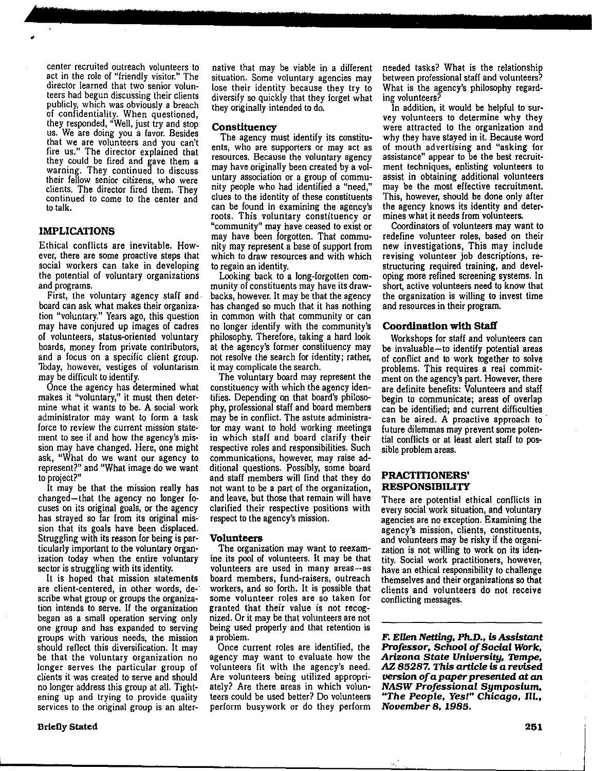center recruited outreach volunteers to act in the role of "friendly visitor." The director learned that two senior volunteers had begun discussing their clients publicly, which was obviously a breach of confidentiality. When questioned, they responded, "Well, just try and stop us. We are doing you a favor. Besides that we are volunteers and you can't fire us." The director explained that they could be fired and gave them a warning. They continued to discuss their fellow senior citizens, who were clients. The director fired them. They continued to come to the center and to talk.

## IMPLICATIONS

Ethical conflicts are inevitable. However, there are some proactive steps that social workers can take in developing the potential of voluntary organizations and programs.

First, the voluntary agency staff and board can ask what makes their organization "voluntary." Years ago, this question may have conjured up images of cadres of volunteers, status-oriented voluntary boards, money from private contributors, and a focus on a specific client group. Today, however, vestiges of voluntarism may be difficult to identify.

Once the agency has determined what makes it "voluntary," it must then determine what it wants to be. A social work administrator may want to form a task force to review the current mission statement to see if and how the agency's mission may have changed. Here, one might ask, "What do we want our agency to represent?" and "What image do we want to project?"

It may be that the mission really has changed—that the agency no longer focuses on its original goals, or the agency has strayed so far from its original mission that its goals have been displaced. Struggling with its reason for being is particularly important to the voluntary organization today when the entire voluntary sector is struggling with its identity.

It is hoped that mission statements are client-centered, in other words, describe what group or groups the organization intends to serve. If the organization began as a small operation serving only one group and has expanded to serving groups with various needs, the mission should reflect this diversification. It may be that the voluntary organization no longer serves the particular group of clients it was created to serve and should no longer address this group at all. Tightening up and trying to provide quality services to the original group is an alternative that may be viable in a different situation. Some voluntary agencies may lose their identity because they try to diversify so quickly that they forget what they originally intended to do.

### Constituency

The agency must identify its constituents, who are supporters or may act as resources. Because the voluntary agency may have originally been created by a voluntary association or a group of community people who had identified a "need," clues to the identity of these constituents can be found in examining the agency's roots. This voluntary constituency or "community" may have ceased to exist or may have been forgotten. That community may represent a base of support from which to draw resources and with which to regain an identity.

Looking back to a long-forgotten community of constituents may have its drawbacks, however. It may be that the agency has changed so much that it has nothing in common with that community or can no longer identify with the community's philosophy. Therefore, taking a hard look at the agency's former constituency may not resolve the search for identity; rather, it may complicate the search.

The voluntary board may represent the constituency with which the agency identifies. Depending on that board's philosophy, professional staff and board members may be in conflict. The astute administrator may want to hold working meetings in which staff and board clarify their respective roles and responsibilities. Such communications, however, may raise additional questions. Possibly, some board and staff members will find that they do not want to be a part of the organization, and leave, but those that remain will have clarified their respective positions with respect to the agency's mission.

### Volunteers

The organization may want to reexamine its pool of volunteers. It may be that volunteers are used in many areas—as board members, fund-raisers, outreach workers, and so forth. It is possible that some volunteer roles are so taken for granted that their value is not recognized. Or it may be that volunteers are not being used properly and that retention is a problem.

Once current roles are identified, the agency may want to evaluate how the volunteers fit with the agency's need. Are volunteers being utilized appropriately? Are there areas in which volunteers could be used better? Do volunteers perform busywork or do they perform needed tasks? What is the relationship between professional staff and volunteers? What is the agency's philosophy regarding volunteers?

In addition, it would be helpful to survey volunteers to determine why they were attracted to the organization and why they have stayed in it. Because word of mouth advertising and "asking for assistance" appear to be the best recruitment techniques, enlisting volunteers to assist in obtaining additional volunteers may be the most effective recruitment. This, however, should be done only after the agency knows its identity and determines what it needs from volunteers.

Coordinators of volunteers may want to redefine volunteer roles, based on their new investigations, This may include revising volunteer job descriptions, restructuring required training, and developing more refined screening systems. In short, active volunteers need to know that the organization is willing to invest time and resources in their program.

### Coordination with Staff

Workshops for staff and volunteers can be invaluable—to identify potential areas of conflict and to work together to solve problems. This requires a real commitment on the agency's part. However, there are definite benefits: Volunteers and staff begin to communicate; areas of overlap can be identified; and current difficulties can be aired. A proactive approach to future dilemmas may prevent some potential conflicts or at least alert staff to possible problem areas.

## PRACTITIONERS' RESPONSIBILITY

There are potential ethical conflicts in every social work situation, and voluntary agencies are no exception. Examining the agency's mission, clients, constituents, and volunteers may be risky if the organization is not willing to work on its identity. Social work practitioners, however, have an ethical responsibility to challenge themselves and their organizations so that clients and volunteers do not receive conflicting messages.

---

***F. Ellen Netting, Ph.D., is Assistant Professor, School of Social Work, Arizona State University, Tempe, AZ 85287. This article is a revised version of a paper presented at an NASW Professional Symposium, "The People, Yes!" Chicago, Ill., November 8, 1985.***